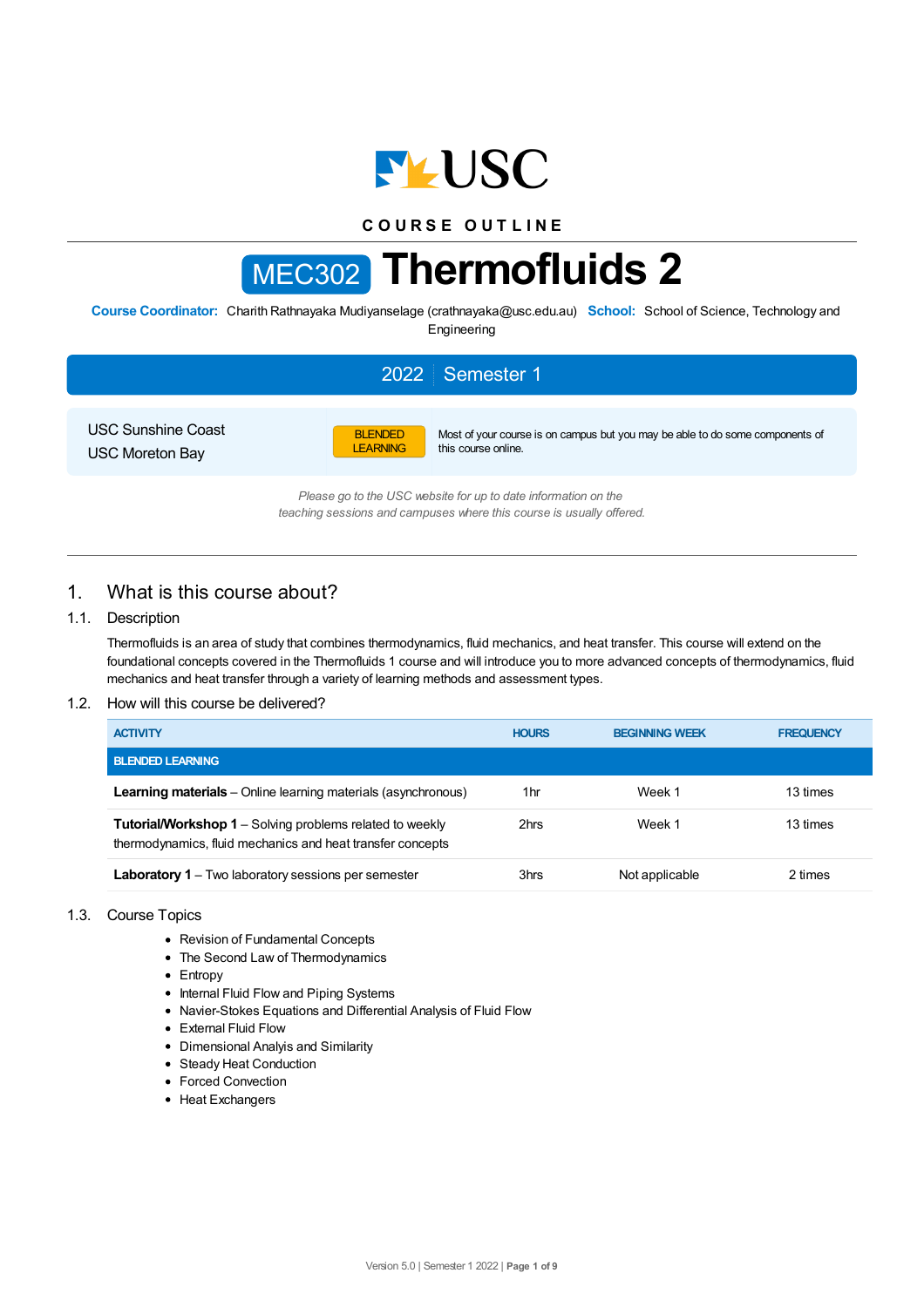USC

COURSE OUTLINE

# MEC302 Thermofluids 2

**Course Coordinator:** Charith Rathnayaka Mudiyanselage (crathnayaka@usc.edu.au) **School:** School of Science, Technology and Engineering

**2022 | Semester 1**

USC Sunshine Coast
USC Moreton Bay

BLENDED LEARNING — Most of your course is on campus but you may be able to do some components of this course online.

*Please go to the USC website for up to date information on the teaching sessions and campuses where this course is usually offered.*

## 1. What is this course about?

### 1.1. Description

Thermofluids is an area of study that combines thermodynamics, fluid mechanics, and heat transfer. This course will extend on the foundational concepts covered in the Thermofluids 1 course and will introduce you to more advanced concepts of thermodynamics, fluid mechanics and heat transfer through a variety of learning methods and assessment types.

### 1.2. How will this course be delivered?

| ACTIVITY | HOURS | BEGINNING WEEK | FREQUENCY |
|---|---|---|---|
| **BLENDED LEARNING** | | | |
| **Learning materials** – Online learning materials (asynchronous) | 1hr | Week 1 | 13 times |
| **Tutorial/Workshop 1** – Solving problems related to weekly thermodynamics, fluid mechanics and heat transfer concepts | 2hrs | Week 1 | 13 times |
| **Laboratory 1** – Two laboratory sessions per semester | 3hrs | Not applicable | 2 times |

### 1.3. Course Topics

- Revision of Fundamental Concepts
- The Second Law of Thermodynamics
- Entropy
- Internal Fluid Flow and Piping Systems
- Navier-Stokes Equations and Differential Analysis of Fluid Flow
- External Fluid Flow
- Dimensional Analyis and Similarity
- Steady Heat Conduction
- Forced Convection
- Heat Exchangers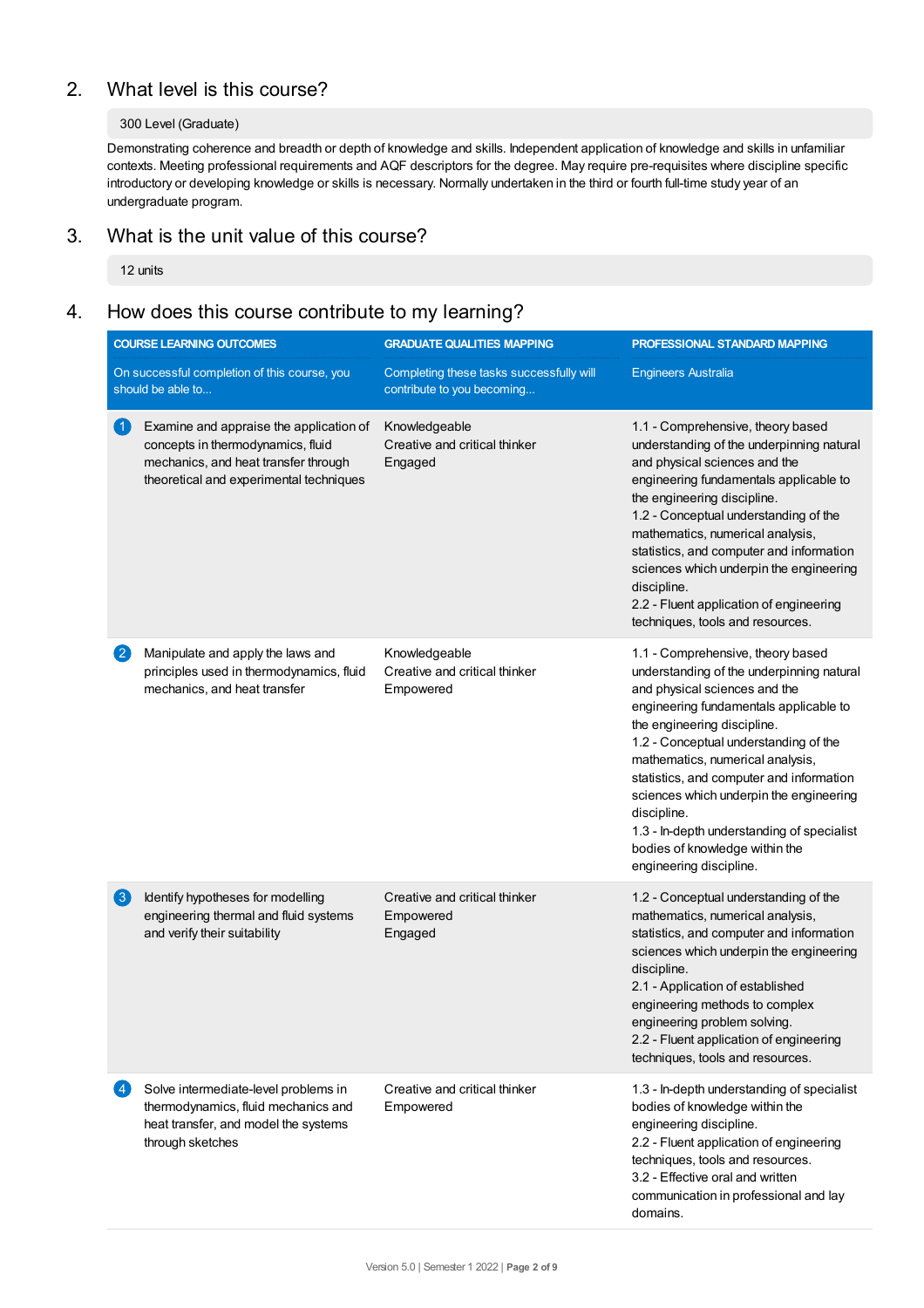## 2. What level is this course?

300 Level (Graduate)

Demonstrating coherence and breadth or depth of knowledge and skills. Independent application of knowledge and skills in unfamiliar contexts. Meeting professional requirements and AQF descriptors for the degree. May require pre-requisites where discipline specific introductory or developing knowledge or skills is necessary. Normally undertaken in the third or fourth full-time study year of an undergraduate program.

## 3. What is the unit value of this course?

12 units

## 4. How does this course contribute to my learning?

| COURSE LEARNING OUTCOMES | GRADUATE QUALITIES MAPPING | PROFESSIONAL STANDARD MAPPING |
|---|---|---|
| On successful completion of this course, you should be able to... | Completing these tasks successfully will contribute to you becoming... | Engineers Australia |
| 1 Examine and appraise the application of concepts in thermodynamics, fluid mechanics, and heat transfer through theoretical and experimental techniques | Knowledgeable<br>Creative and critical thinker<br>Engaged | 1.1 - Comprehensive, theory based understanding of the underpinning natural and physical sciences and the engineering fundamentals applicable to the engineering discipline.<br>1.2 - Conceptual understanding of the mathematics, numerical analysis, statistics, and computer and information sciences which underpin the engineering discipline.<br>2.2 - Fluent application of engineering techniques, tools and resources. |
| 2 Manipulate and apply the laws and principles used in thermodynamics, fluid mechanics, and heat transfer | Knowledgeable<br>Creative and critical thinker<br>Empowered | 1.1 - Comprehensive, theory based understanding of the underpinning natural and physical sciences and the engineering fundamentals applicable to the engineering discipline.<br>1.2 - Conceptual understanding of the mathematics, numerical analysis, statistics, and computer and information sciences which underpin the engineering discipline.<br>1.3 - In-depth understanding of specialist bodies of knowledge within the engineering discipline. |
| 3 Identify hypotheses for modelling engineering thermal and fluid systems and verify their suitability | Creative and critical thinker<br>Empowered<br>Engaged | 1.2 - Conceptual understanding of the mathematics, numerical analysis, statistics, and computer and information sciences which underpin the engineering discipline.<br>2.1 - Application of established engineering methods to complex engineering problem solving.<br>2.2 - Fluent application of engineering techniques, tools and resources. |
| 4 Solve intermediate-level problems in thermodynamics, fluid mechanics and heat transfer, and model the systems through sketches | Creative and critical thinker<br>Empowered | 1.3 - In-depth understanding of specialist bodies of knowledge within the engineering discipline.<br>2.2 - Fluent application of engineering techniques, tools and resources.<br>3.2 - Effective oral and written communication in professional and lay domains. |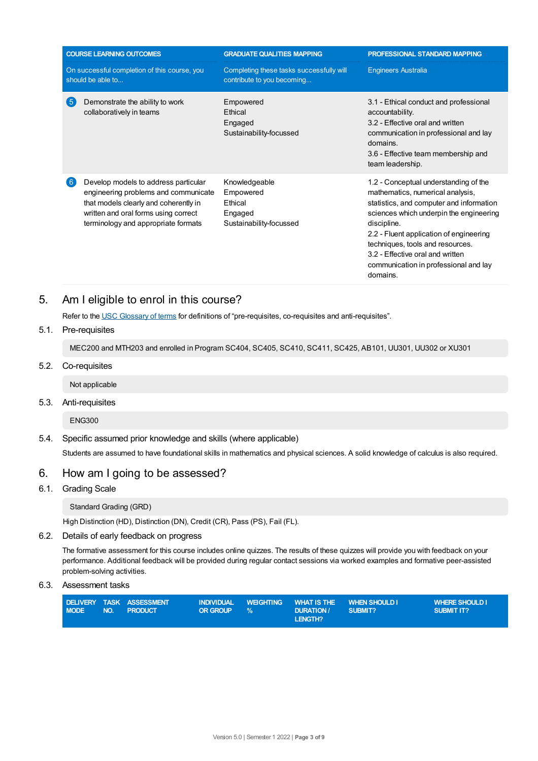| COURSE LEARNING OUTCOMES | GRADUATE QUALITIES MAPPING | PROFESSIONAL STANDARD MAPPING |
|---|---|---|
| On successful completion of this course, you should be able to... | Completing these tasks successfully will contribute to you becoming... | Engineers Australia |
| 5 Demonstrate the ability to work collaboratively in teams | Empowered<br>Ethical<br>Engaged<br>Sustainability-focussed | 3.1 - Ethical conduct and professional accountability.<br>3.2 - Effective oral and written communication in professional and lay domains.<br>3.6 - Effective team membership and team leadership. |
| 6 Develop models to address particular engineering problems and communicate that models clearly and coherently in written and oral forms using correct terminology and appropriate formats | Knowledgeable<br>Empowered<br>Ethical<br>Engaged<br>Sustainability-focussed | 1.2 - Conceptual understanding of the mathematics, numerical analysis, statistics, and computer and information sciences which underpin the engineering discipline.<br>2.2 - Fluent application of engineering techniques, tools and resources.<br>3.2 - Effective oral and written communication in professional and lay domains. |

## 5. Am I eligible to enrol in this course?

Refer to the USC Glossary of terms for definitions of "pre-requisites, co-requisites and anti-requisites".

### 5.1. Pre-requisites

MEC200 and MTH203 and enrolled in Program SC404, SC405, SC410, SC411, SC425, AB101, UU301, UU302 or XU301

### 5.2. Co-requisites

Not applicable

### 5.3. Anti-requisites

ENG300

### 5.4. Specific assumed prior knowledge and skills (where applicable)

Students are assumed to have foundational skills in mathematics and physical sciences. A solid knowledge of calculus is also required.

## 6. How am I going to be assessed?

### 6.1. Grading Scale

Standard Grading (GRD)

High Distinction (HD), Distinction (DN), Credit (CR), Pass (PS), Fail (FL).

### 6.2. Details of early feedback on progress

The formative assessment for this course includes online quizzes. The results of these quizzes will provide you with feedback on your performance. Additional feedback will be provided during regular contact sessions via worked examples and formative peer-assisted problem-solving activities.

### 6.3. Assessment tasks

| DELIVERY MODE | TASK NO. | ASSESSMENT PRODUCT | INDIVIDUAL OR GROUP | WEIGHTING % | WHAT IS THE DURATION / LENGTH? | WHEN SHOULD I SUBMIT? | WHERE SHOULD I SUBMIT IT? |
|---|---|---|---|---|---|---|---|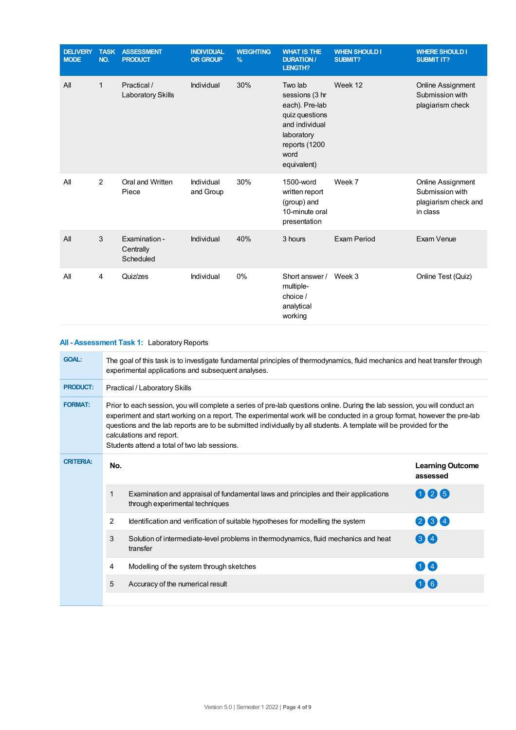| DELIVERY MODE | TASK NO. | ASSESSMENT PRODUCT | INDIVIDUAL OR GROUP | WEIGHTING % | WHAT IS THE DURATION / LENGTH? | WHEN SHOULD I SUBMIT? | WHERE SHOULD I SUBMIT IT? |
|---|---|---|---|---|---|---|---|
| All | 1 | Practical / Laboratory Skills | Individual | 30% | Two lab sessions (3 hr each). Pre-lab quiz questions and individual laboratory reports (1200 word equivalent) | Week 12 | Online Assignment Submission with plagiarism check |
| All | 2 | Oral and Written Piece | Individual and Group | 30% | 1500-word written report (group) and 10-minute oral presentation | Week 7 | Online Assignment Submission with plagiarism check and in class |
| All | 3 | Examination - Centrally Scheduled | Individual | 40% | 3 hours | Exam Period | Exam Venue |
| All | 4 | Quiz/zes | Individual | 0% | Short answer / multiple-choice / analytical working | Week 3 | Online Test (Quiz) |

**All - Assessment Task 1:** Laboratory Reports

**GOAL:** The goal of this task is to investigate fundamental principles of thermodynamics, fluid mechanics and heat transfer through experimental applications and subsequent analyses.

**PRODUCT:** Practical / Laboratory Skills

**FORMAT:** Prior to each session, you will complete a series of pre-lab questions online. During the lab session, you will conduct an experiment and start working on a report. The experimental work will be conducted in a group format, however the pre-lab questions and the lab reports are to be submitted individually by all students. A template will be provided for the calculations and report.
Students attend a total of two lab sessions.

**CRITERIA:**

| No. | | Learning Outcome assessed |
|---|---|---|
| 1 | Examination and appraisal of fundamental laws and principles and their applications through experimental techniques | 1 2 5 |
| 2 | Identification and verification of suitable hypotheses for modelling the system | 2 3 4 |
| 3 | Solution of intermediate-level problems in thermodynamics, fluid mechanics and heat transfer | 3 4 |
| 4 | Modelling of the system through sketches | 1 4 |
| 5 | Accuracy of the numerical result | 1 6 |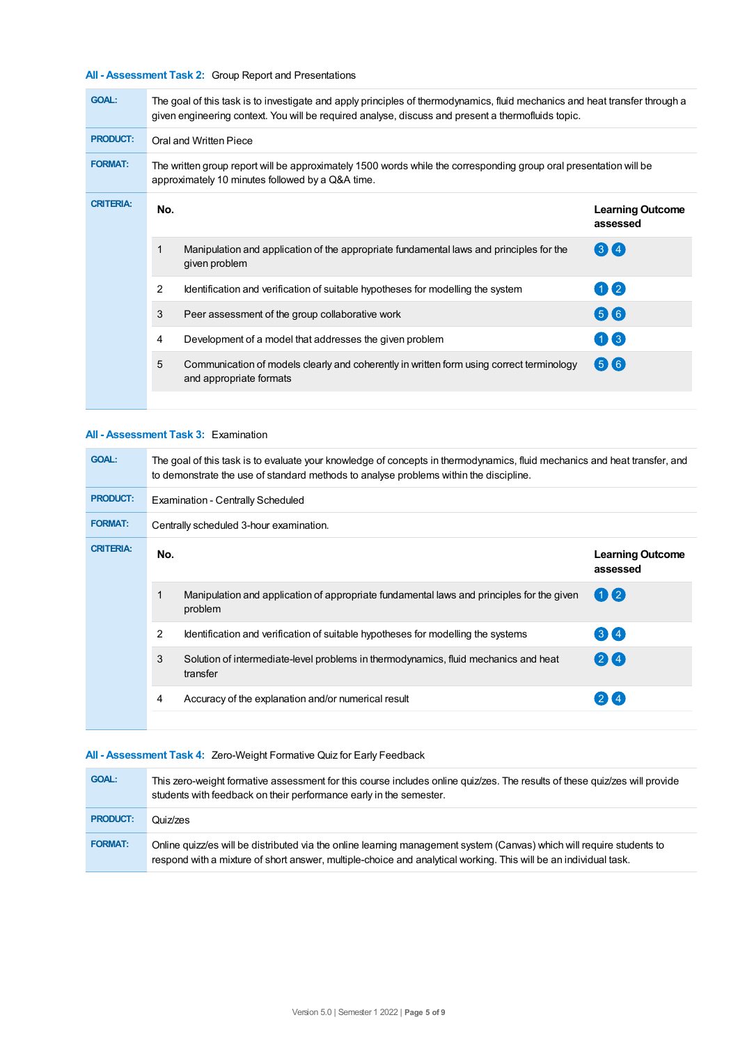### All - Assessment Task 2: Group Report and Presentations

**GOAL:** The goal of this task is to investigate and apply principles of thermodynamics, fluid mechanics and heat transfer through a given engineering context. You will be required analyse, discuss and present a thermofluids topic.

**PRODUCT:** Oral and Written Piece

**FORMAT:** The written group report will be approximately 1500 words while the corresponding group oral presentation will be approximately 10 minutes followed by a Q&A time.

**CRITERIA:**

| No. | | Learning Outcome assessed |
|---|---|---|
| 1 | Manipulation and application of the appropriate fundamental laws and principles for the given problem | 3 4 |
| 2 | Identification and verification of suitable hypotheses for modelling the system | 1 2 |
| 3 | Peer assessment of the group collaborative work | 5 6 |
| 4 | Development of a model that addresses the given problem | 1 3 |
| 5 | Communication of models clearly and coherently in written form using correct terminology and appropriate formats | 5 6 |

### All - Assessment Task 3: Examination

**GOAL:** The goal of this task is to evaluate your knowledge of concepts in thermodynamics, fluid mechanics and heat transfer, and to demonstrate the use of standard methods to analyse problems within the discipline.

**PRODUCT:** Examination - Centrally Scheduled

**FORMAT:** Centrally scheduled 3-hour examination.

**CRITERIA:**

| No. | | Learning Outcome assessed |
|---|---|---|
| 1 | Manipulation and application of appropriate fundamental laws and principles for the given problem | 1 2 |
| 2 | Identification and verification of suitable hypotheses for modelling the systems | 3 4 |
| 3 | Solution of intermediate-level problems in thermodynamics, fluid mechanics and heat transfer | 2 4 |
| 4 | Accuracy of the explanation and/or numerical result | 2 4 |

### All - Assessment Task 4: Zero-Weight Formative Quiz for Early Feedback

**GOAL:** This zero-weight formative assessment for this course includes online quiz/zes. The results of these quiz/zes will provide students with feedback on their performance early in the semester.

**PRODUCT:** Quiz/zes

**FORMAT:** Online quiz/es will be distributed via the online learning management system (Canvas) which will require students to respond with a mixture of short answer, multiple-choice and analytical working. This will be an individual task.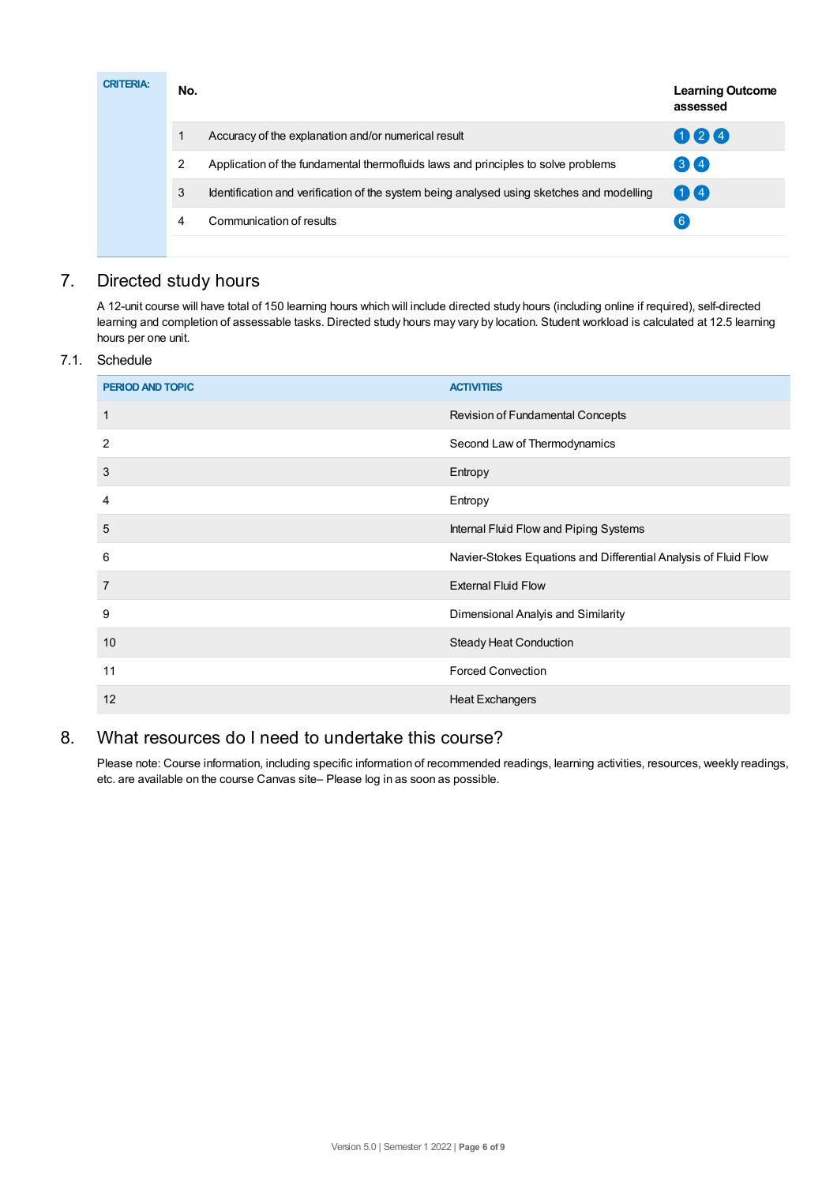| CRITERIA: | No. | | Learning Outcome assessed |
|---|---|---|---|
| | 1 | Accuracy of the explanation and/or numerical result | 1 2 4 |
| | 2 | Application of the fundamental thermofluids laws and principles to solve problems | 3 4 |
| | 3 | Identification and verification of the system being analysed using sketches and modelling | 1 4 |
| | 4 | Communication of results | 6 |

## 7. Directed study hours

A 12-unit course will have total of 150 learning hours which will include directed study hours (including online if required), self-directed learning and completion of assessable tasks. Directed study hours may vary by location. Student workload is calculated at 12.5 learning hours per one unit.

### 7.1. Schedule

| PERIOD AND TOPIC | ACTIVITIES |
|---|---|
| 1 | Revision of Fundamental Concepts |
| 2 | Second Law of Thermodynamics |
| 3 | Entropy |
| 4 | Entropy |
| 5 | Internal Fluid Flow and Piping Systems |
| 6 | Navier-Stokes Equations and Differential Analysis of Fluid Flow |
| 7 | External Fluid Flow |
| 9 | Dimensional Analyis and Similarity |
| 10 | Steady Heat Conduction |
| 11 | Forced Convection |
| 12 | Heat Exchangers |

## 8. What resources do I need to undertake this course?

Please note: Course information, including specific information of recommended readings, learning activities, resources, weekly readings, etc. are available on the course Canvas site– Please log in as soon as possible.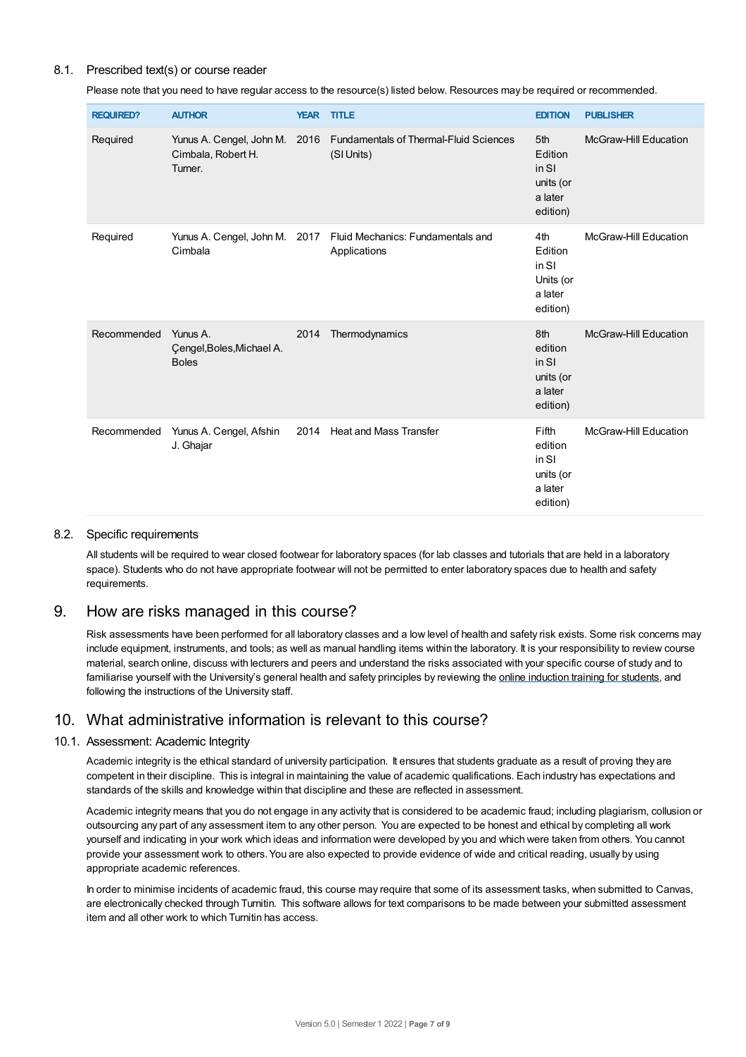### 8.1. Prescribed text(s) or course reader

Please note that you need to have regular access to the resource(s) listed below. Resources may be required or recommended.

| REQUIRED? | AUTHOR | YEAR | TITLE | EDITION | PUBLISHER |
|---|---|---|---|---|---|
| Required | Yunus A. Cengel, John M. Cimbala, Robert H. Turner. | 2016 | Fundamentals of Thermal-Fluid Sciences (SI Units) | 5th Edition in SI units (or a later edition) | McGraw-Hill Education |
| Required | Yunus A. Cengel, John M. Cimbala | 2017 | Fluid Mechanics: Fundamentals and Applications | 4th Edition in SI Units (or a later edition) | McGraw-Hill Education |
| Recommended | Yunus A. Çengel,Boles,Michael A. Boles | 2014 | Thermodynamics | 8th edition in SI units (or a later edition) | McGraw-Hill Education |
| Recommended | Yunus A. Cengel, Afshin J. Ghajar | 2014 | Heat and Mass Transfer | Fifth edition in SI units (or a later edition) | McGraw-Hill Education |

### 8.2. Specific requirements

All students will be required to wear closed footwear for laboratory spaces (for lab classes and tutorials that are held in a laboratory space). Students who do not have appropriate footwear will not be permitted to enter laboratory spaces due to health and safety requirements.

## 9. How are risks managed in this course?

Risk assessments have been performed for all laboratory classes and a low level of health and safety risk exists. Some risk concerns may include equipment, instruments, and tools; as well as manual handling items within the laboratory. It is your responsibility to review course material, search online, discuss with lecturers and peers and understand the risks associated with your specific course of study and to familiarise yourself with the University's general health and safety principles by reviewing the online induction training for students, and following the instructions of the University staff.

## 10. What administrative information is relevant to this course?

### 10.1. Assessment: Academic Integrity

Academic integrity is the ethical standard of university participation. It ensures that students graduate as a result of proving they are competent in their discipline. This is integral in maintaining the value of academic qualifications. Each industry has expectations and standards of the skills and knowledge within that discipline and these are reflected in assessment.

Academic integrity means that you do not engage in any activity that is considered to be academic fraud; including plagiarism, collusion or outsourcing any part of any assessment item to any other person. You are expected to be honest and ethical by completing all work yourself and indicating in your work which ideas and information were developed by you and which were taken from others. You cannot provide your assessment work to others. You are also expected to provide evidence of wide and critical reading, usually by using appropriate academic references.

In order to minimise incidents of academic fraud, this course may require that some of its assessment tasks, when submitted to Canvas, are electronically checked through Turnitin. This software allows for text comparisons to be made between your submitted assessment item and all other work to which Turnitin has access.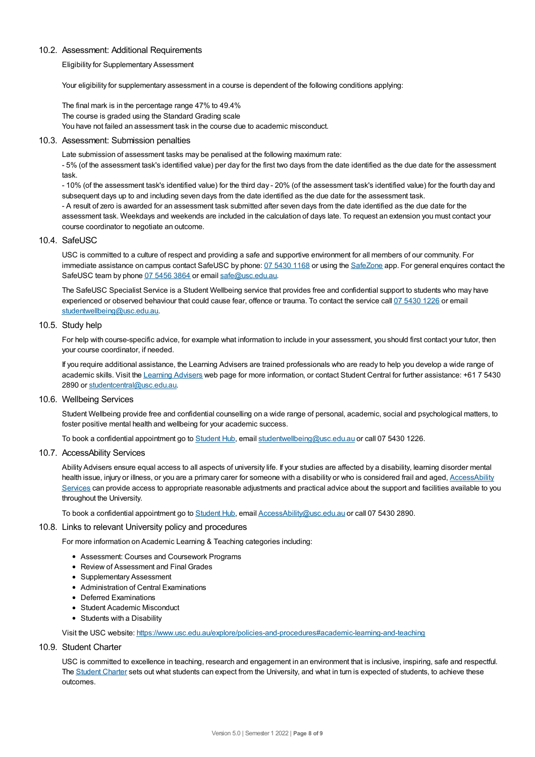### 10.2. Assessment: Additional Requirements

Eligibility for Supplementary Assessment

Your eligibility for supplementary assessment in a course is dependent of the following conditions applying:

The final mark is in the percentage range 47% to 49.4%
The course is graded using the Standard Grading scale
You have not failed an assessment task in the course due to academic misconduct.

### 10.3. Assessment: Submission penalties

Late submission of assessment tasks may be penalised at the following maximum rate:
- 5% (of the assessment task's identified value) per day for the first two days from the date identified as the due date for the assessment task.
- 10% (of the assessment task's identified value) for the third day - 20% (of the assessment task's identified value) for the fourth day and subsequent days up to and including seven days from the date identified as the due date for the assessment task.
- A result of zero is awarded for an assessment task submitted after seven days from the date identified as the due date for the assessment task. Weekdays and weekends are included in the calculation of days late. To request an extension you must contact your course coordinator to negotiate an outcome.

### 10.4. SafeUSC

USC is committed to a culture of respect and providing a safe and supportive environment for all members of our community. For immediate assistance on campus contact SafeUSC by phone: 07 5430 1168 or using the SafeZone app. For general enquires contact the SafeUSC team by phone 07 5456 3864 or email safe@usc.edu.au.

The SafeUSC Specialist Service is a Student Wellbeing service that provides free and confidential support to students who may have experienced or observed behaviour that could cause fear, offence or trauma. To contact the service call 07 5430 1226 or email studentwellbeing@usc.edu.au.

### 10.5. Study help

For help with course-specific advice, for example what information to include in your assessment, you should first contact your tutor, then your course coordinator, if needed.

If you require additional assistance, the Learning Advisers are trained professionals who are ready to help you develop a wide range of academic skills. Visit the Learning Advisers web page for more information, or contact Student Central for further assistance: +61 7 5430 2890 or studentcentral@usc.edu.au.

### 10.6. Wellbeing Services

Student Wellbeing provide free and confidential counselling on a wide range of personal, academic, social and psychological matters, to foster positive mental health and wellbeing for your academic success.

To book a confidential appointment go to Student Hub, email studentwellbeing@usc.edu.au or call 07 5430 1226.

### 10.7. AccessAbility Services

Ability Advisers ensure equal access to all aspects of university life. If your studies are affected by a disability, learning disorder mental health issue, injury or illness, or you are a primary carer for someone with a disability or who is considered frail and aged, AccessAbility Services can provide access to appropriate reasonable adjustments and practical advice about the support and facilities available to you throughout the University.

To book a confidential appointment go to Student Hub, email AccessAbility@usc.edu.au or call 07 5430 2890.

### 10.8. Links to relevant University policy and procedures

For more information on Academic Learning & Teaching categories including:

- Assessment: Courses and Coursework Programs
- Review of Assessment and Final Grades
- Supplementary Assessment
- Administration of Central Examinations
- Deferred Examinations
- Student Academic Misconduct
- Students with a Disability

Visit the USC website: https://www.usc.edu.au/explore/policies-and-procedures#academic-learning-and-teaching

### 10.9. Student Charter

USC is committed to excellence in teaching, research and engagement in an environment that is inclusive, inspiring, safe and respectful. The Student Charter sets out what students can expect from the University, and what in turn is expected of students, to achieve these outcomes.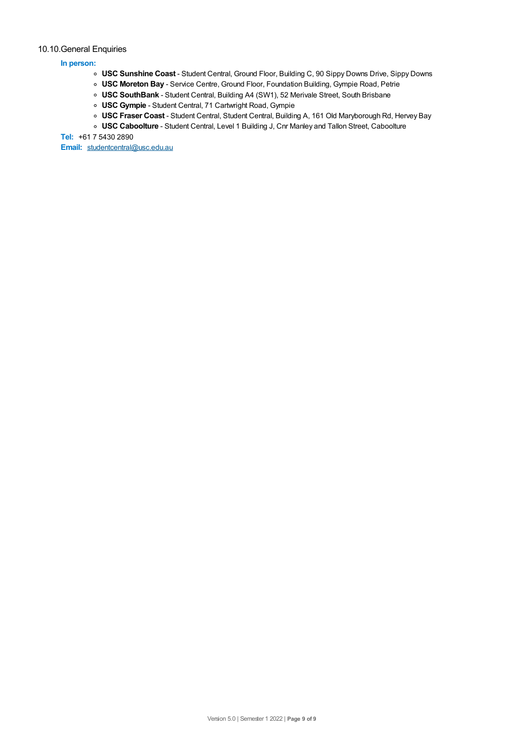## 10.10. General Enquiries

**In person:**

- **USC Sunshine Coast** - Student Central, Ground Floor, Building C, 90 Sippy Downs Drive, Sippy Downs
- **USC Moreton Bay** - Service Centre, Ground Floor, Foundation Building, Gympie Road, Petrie
- **USC SouthBank** - Student Central, Building A4 (SW1), 52 Merivale Street, South Brisbane
- **USC Gympie** - Student Central, 71 Cartwright Road, Gympie
- **USC Fraser Coast** - Student Central, Student Central, Building A, 161 Old Maryborough Rd, Hervey Bay
- **USC Caboolture** - Student Central, Level 1 Building J, Cnr Manley and Tallon Street, Caboolture

**Tel:** +61 7 5430 2890

**Email:** studentcentral@usc.edu.au